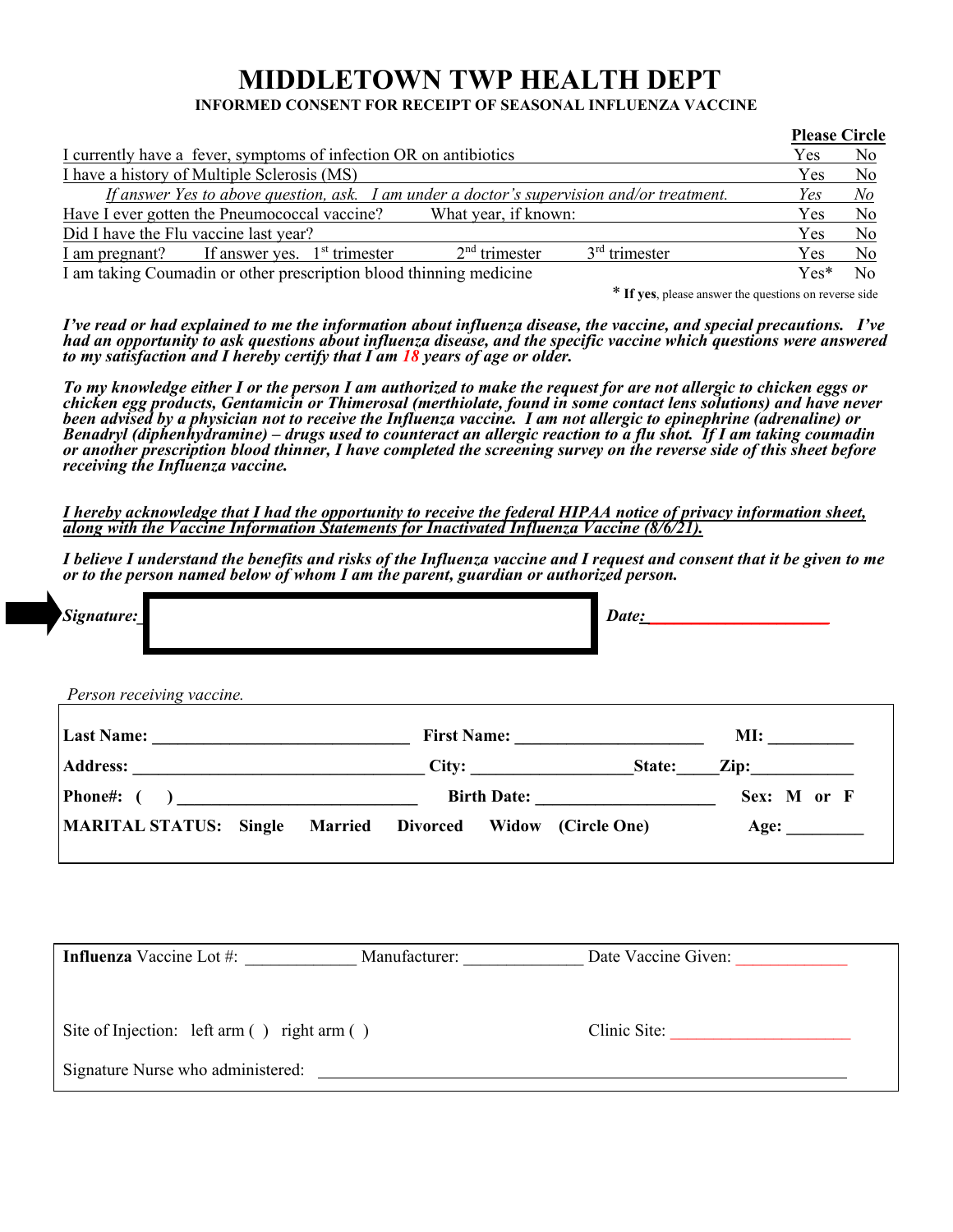# MIDDLETOWN TWP HEALTH DEPT

**INFORMED CONSENT FOR RECEIPT OF SEASONAL INFLUENZA VACCINE**

| | **Please Circle** | |
|---|---|---|
| I currently have a fever, symptoms of infection OR on antibiotics | Yes | No |
| I have a history of Multiple Sclerosis (MS) | Yes | No |
| *If answer Yes to above question, ask. I am under a doctor's supervision and/or treatment.* | *Yes* | *No* |
| Have I ever gotten the Pneumococcal vaccine? What year, if known: | Yes | No |
| Did I have the Flu vaccine last year? | Yes | No |
| I am pregnant? If answer yes. 1st trimester 2nd trimester 3rd trimester | Yes | No |
| I am taking Coumadin or other prescription blood thinning medicine | Yes* | No |

\* **If yes**, please answer the questions on reverse side

***I've read or had explained to me the information about influenza disease, the vaccine, and special precautions. I've had an opportunity to ask questions about influenza disease, and the specific vaccine which questions were answered to my satisfaction and I hereby certify that I am 18 years of age or older.***

***To my knowledge either I or the person I am authorized to make the request for are not allergic to chicken eggs or chicken egg products, Gentamicin or Thimerosal (merthiolate, found in some contact lens solutions) and have never been advised by a physician not to receive the Influenza vaccine. I am not allergic to epinephrine (adrenaline) or Benadryl (diphenhydramine) – drugs used to counteract an allergic reaction to a flu shot. If I am taking coumadin or another prescription blood thinner, I have completed the screening survey on the reverse side of this sheet before receiving the Influenza vaccine.***

***I hereby acknowledge that I had the opportunity to receive the federal HIPAA notice of privacy information sheet, along with the Vaccine Information Statements for Inactivated Influenza Vaccine (8/6/21).***

***I believe I understand the benefits and risks of the Influenza vaccine and I request and consent that it be given to me or to the person named below of whom I am the parent, guardian or authorized person.***

***Signature:*** ____________________ ***Date:*** ____________________

*Person receiving vaccine.*

**Last Name:** ____________________ **First Name:** ____________________ **MI:** __________

**Address:** ____________________ **City:** ____________________ **State:** _____ **Zip:** ____________

**Phone#: (    )** ____________________ **Birth Date:** ____________________ **Sex: M or F**

**MARITAL STATUS: Single Married Divorced Widow (Circle One)** **Age:** _________

**Influenza** Vaccine Lot #: _____________ Manufacturer: ______________ Date Vaccine Given: _____________

Site of Injection: left arm ( ) right arm ( ) Clinic Site: ____________________

Signature Nurse who administered: ________________________________________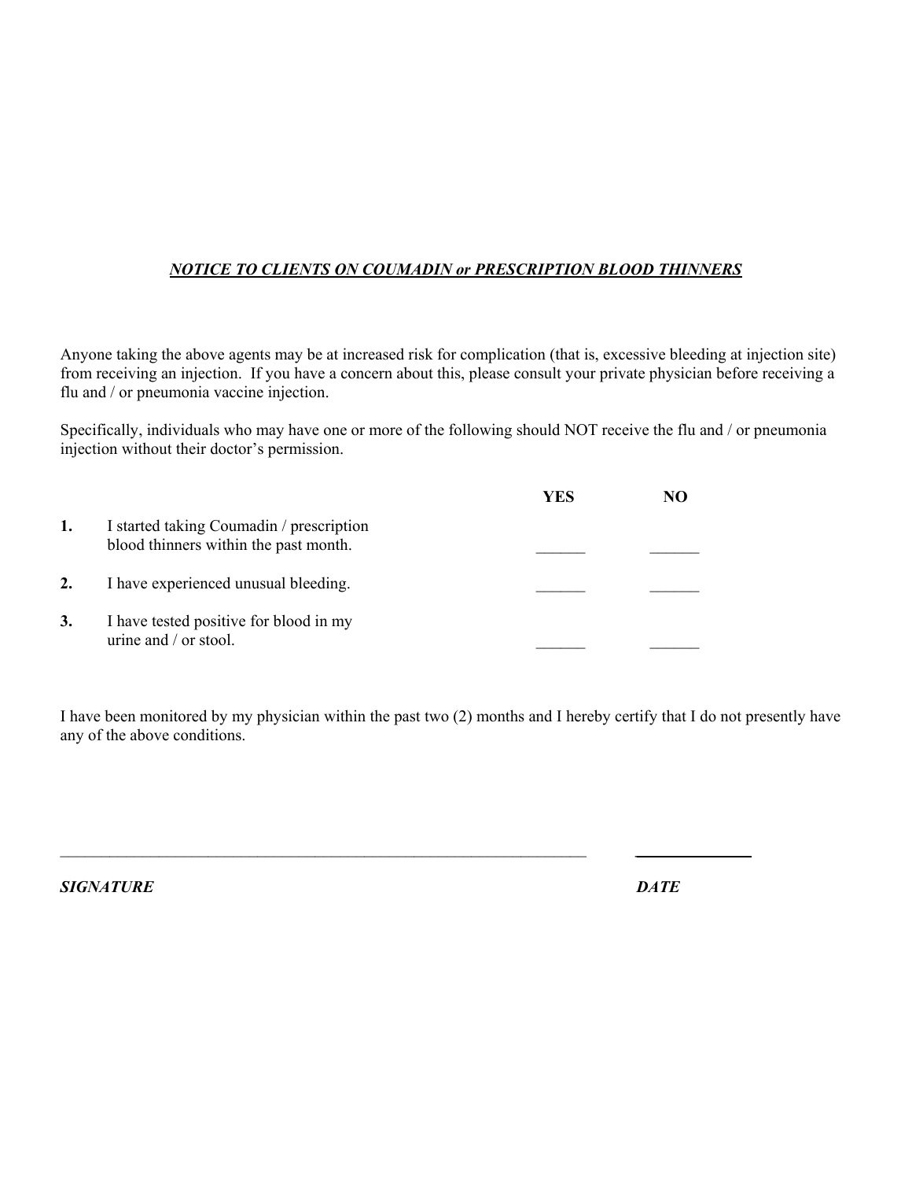***NOTICE TO CLIENTS ON COUMADIN or PRESCRIPTION BLOOD THINNERS***

Anyone taking the above agents may be at increased risk for complication (that is, excessive bleeding at injection site) from receiving an injection. If you have a concern about this, please consult your private physician before receiving a flu and / or pneumonia vaccine injection.

Specifically, individuals who may have one or more of the following should NOT receive the flu and / or pneumonia injection without their doctor's permission.

| | | YES | NO |
|---|---|---|---|
| **1.** | I started taking Coumadin / prescription blood thinners within the past month. | ______ | ______ |
| **2.** | I have experienced unusual bleeding. | ______ | ______ |
| **3.** | I have tested positive for blood in my urine and / or stool. | ______ | ______ |

I have been monitored by my physician within the past two (2) months and I hereby certify that I do not presently have any of the above conditions.

_______________________________________________________________ ______________

***SIGNATURE*** ***DATE***